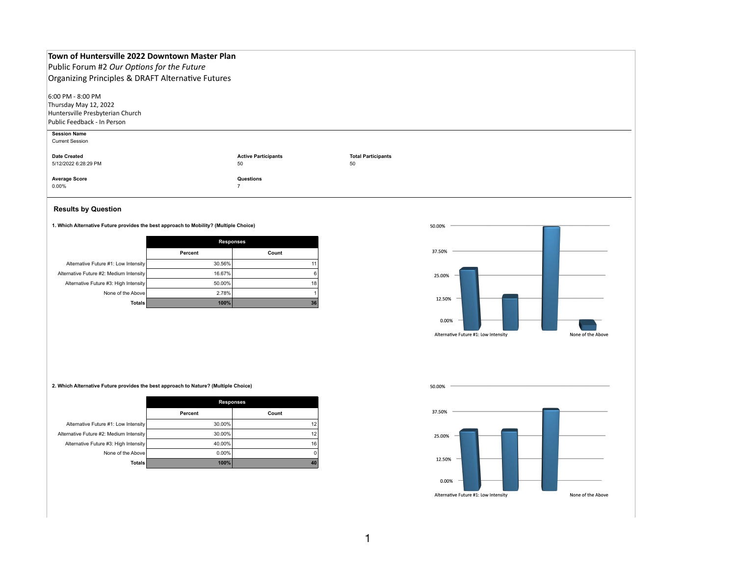# Town of Huntersville 2022 Downtown Master Plan

Public Forum #2 *Our Options for the Future*

Organizing Principles & DRAFT Alternative Futures

6:00 PM - 8:00 PM
Thursday May 12, 2022
Huntersville Presbyterian Church
Public Feedback - In Person

**Session Name**
Current Session

| Date Created | Active Participants | Total Participants |
|---|---|---|
| 5/12/2022 6:28:29 PM | 50 | 50 |

| Average Score | Questions |
|---|---|
| 0.00% | 7 |

## Results by Question

**1. Which Alternative Future provides the best approach to Mobility? (Multiple Choice)**

| | Responses | |
|---|---|---|
| | Percent | Count |
| Alternative Future #1: Low Intensity | 30.56% | 11 |
| Alternative Future #2: Medium Intensity | 16.67% | 6 |
| Alternative Future #3: High Intensity | 50.00% | 18 |
| None of the Above | 2.78% | 1 |
| **Totals** | **100%** | **36** |

**2. Which Alternative Future provides the best approach to Nature? (Multiple Choice)**

| | Responses | |
|---|---|---|
| | Percent | Count |
| Alternative Future #1: Low Intensity | 30.00% | 12 |
| Alternative Future #2: Medium Intensity | 30.00% | 12 |
| Alternative Future #3: High Intensity | 40.00% | 16 |
| None of the Above | 0.00% | 0 |
| **Totals** | **100%** | **40** |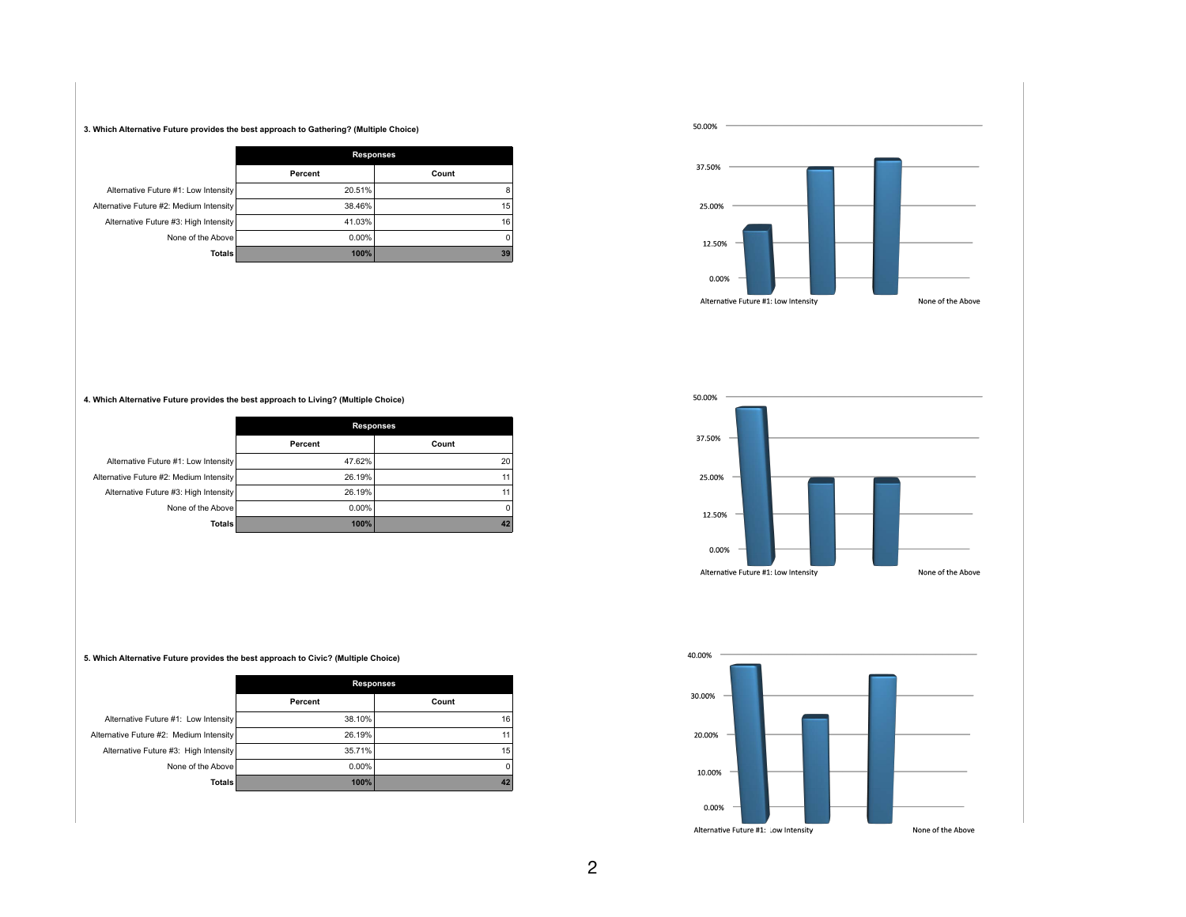**3. Which Alternative Future provides the best approach to Gathering? (Multiple Choice)**

| | Responses | |
|---|---|---|
| | Percent | Count |
| Alternative Future #1: Low Intensity | 20.51% | 8 |
| Alternative Future #2: Medium Intensity | 38.46% | 15 |
| Alternative Future #3: High Intensity | 41.03% | 16 |
| None of the Above | 0.00% | 0 |
| **Totals** | **100%** | **39** |

**4. Which Alternative Future provides the best approach to Living? (Multiple Choice)**

| | Responses | |
|---|---|---|
| | Percent | Count |
| Alternative Future #1: Low Intensity | 47.62% | 20 |
| Alternative Future #2: Medium Intensity | 26.19% | 11 |
| Alternative Future #3: High Intensity | 26.19% | 11 |
| None of the Above | 0.00% | 0 |
| **Totals** | **100%** | **42** |

**5. Which Alternative Future provides the best approach to Civic? (Multiple Choice)**

| | Responses | |
|---|---|---|
| | Percent | Count |
| Alternative Future #1: Low Intensity | 38.10% | 16 |
| Alternative Future #2: Medium Intensity | 26.19% | 11 |
| Alternative Future #3: High Intensity | 35.71% | 15 |
| None of the Above | 0.00% | 0 |
| **Totals** | **100%** | **42** |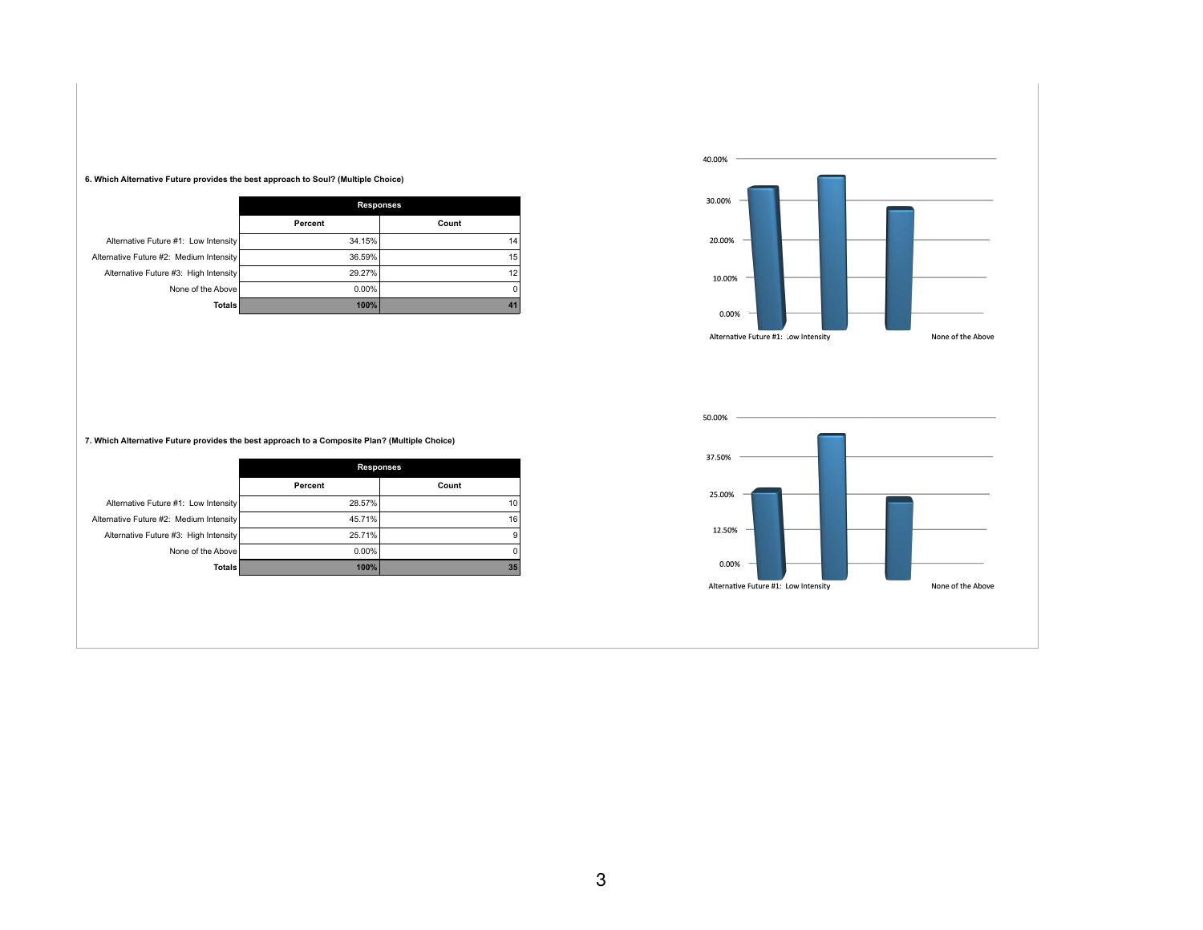**6. Which Alternative Future provides the best approach to Soul? (Multiple Choice)**

| | Responses | |
|---|---|---|
| | Percent | Count |
| Alternative Future #1: Low Intensity | 34.15% | 14 |
| Alternative Future #2: Medium Intensity | 36.59% | 15 |
| Alternative Future #3: High Intensity | 29.27% | 12 |
| None of the Above | 0.00% | 0 |
| **Totals** | **100%** | **41** |

40.00%
30.00%
20.00%
10.00%
0.00%
Alternative Future #1: Low Intensity
None of the Above

**7. Which Alternative Future provides the best approach to a Composite Plan? (Multiple Choice)**

| | Responses | |
|---|---|---|
| | Percent | Count |
| Alternative Future #1: Low Intensity | 28.57% | 10 |
| Alternative Future #2: Medium Intensity | 45.71% | 16 |
| Alternative Future #3: High Intensity | 25.71% | 9 |
| None of the Above | 0.00% | 0 |
| **Totals** | **100%** | **35** |

50.00%
37.50%
25.00%
12.50%
0.00%
Alternative Future #1: Low Intensity
None of the Above